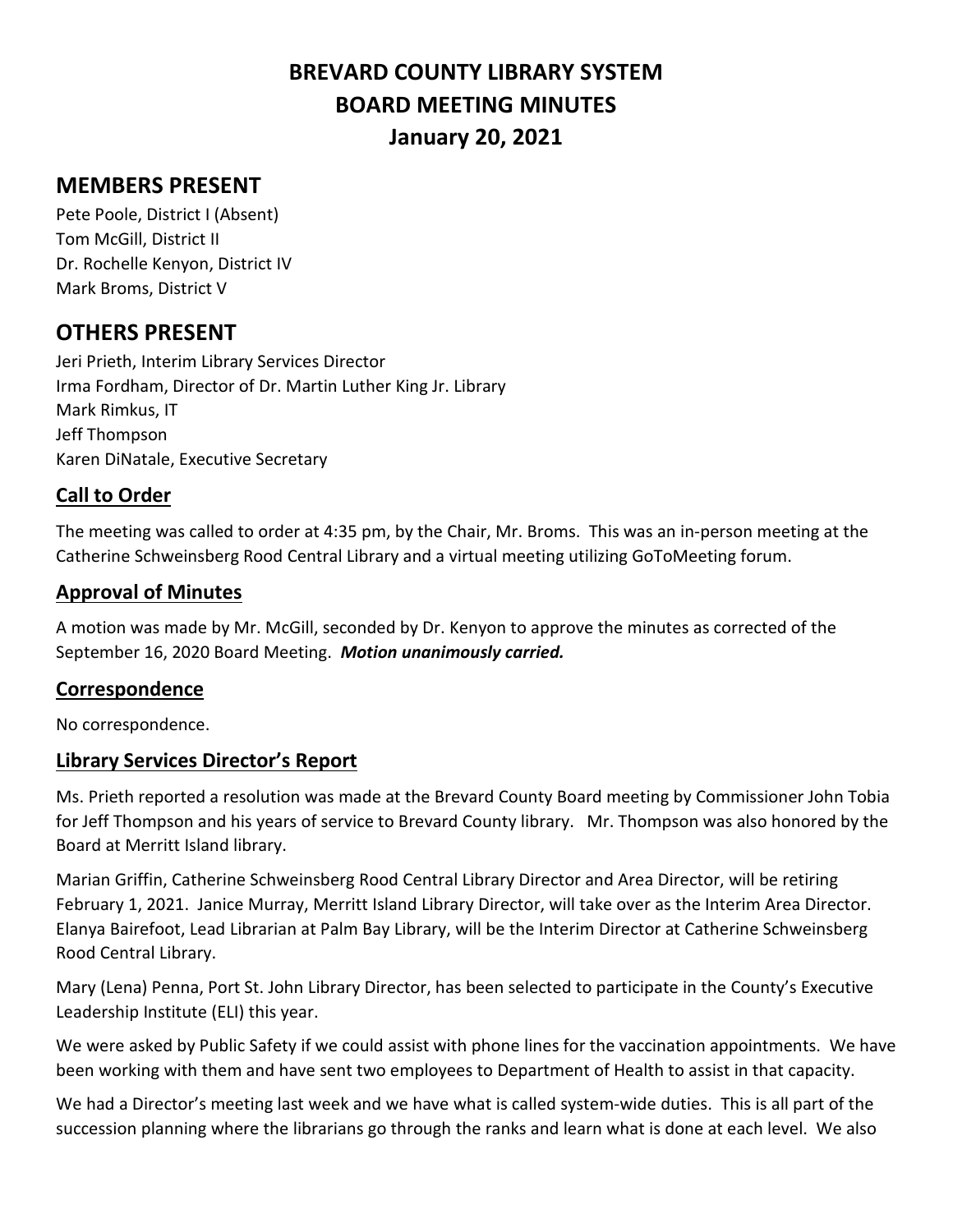# BREVARD COUNTY LIBRARY SYSTEM
# BOARD MEETING MINUTES
# January 20, 2021

## MEMBERS PRESENT

Pete Poole, District I (Absent)
Tom McGill, District II
Dr. Rochelle Kenyon, District IV
Mark Broms, District V

## OTHERS PRESENT

Jeri Prieth, Interim Library Services Director
Irma Fordham, Director of Dr. Martin Luther King Jr. Library
Mark Rimkus, IT
Jeff Thompson
Karen DiNatale, Executive Secretary

### Call to Order

The meeting was called to order at 4:35 pm, by the Chair, Mr. Broms. This was an in-person meeting at the Catherine Schweinsberg Rood Central Library and a virtual meeting utilizing GoToMeeting forum.

### Approval of Minutes

A motion was made by Mr. McGill, seconded by Dr. Kenyon to approve the minutes as corrected of the September 16, 2020 Board Meeting. ***Motion unanimously carried.***

### Correspondence

No correspondence.

### Library Services Director's Report

Ms. Prieth reported a resolution was made at the Brevard County Board meeting by Commissioner John Tobia for Jeff Thompson and his years of service to Brevard County library. Mr. Thompson was also honored by the Board at Merritt Island library.

Marian Griffin, Catherine Schweinsberg Rood Central Library Director and Area Director, will be retiring February 1, 2021. Janice Murray, Merritt Island Library Director, will take over as the Interim Area Director. Elanya Bairefoot, Lead Librarian at Palm Bay Library, will be the Interim Director at Catherine Schweinsberg Rood Central Library.

Mary (Lena) Penna, Port St. John Library Director, has been selected to participate in the County's Executive Leadership Institute (ELI) this year.

We were asked by Public Safety if we could assist with phone lines for the vaccination appointments. We have been working with them and have sent two employees to Department of Health to assist in that capacity.

We had a Director's meeting last week and we have what is called system-wide duties. This is all part of the succession planning where the librarians go through the ranks and learn what is done at each level. We also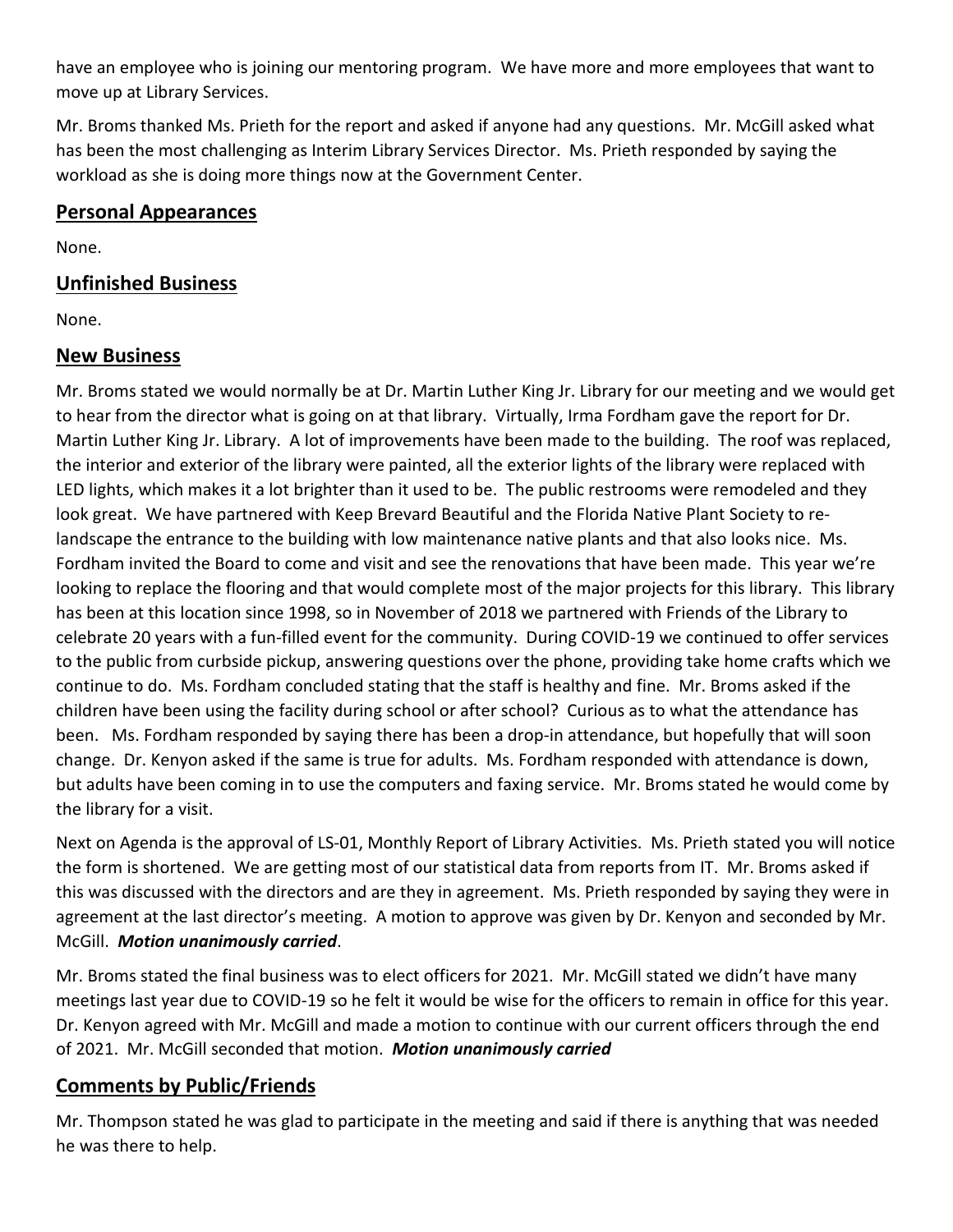have an employee who is joining our mentoring program. We have more and more employees that want to move up at Library Services.

Mr. Broms thanked Ms. Prieth for the report and asked if anyone had any questions. Mr. McGill asked what has been the most challenging as Interim Library Services Director. Ms. Prieth responded by saying the workload as she is doing more things now at the Government Center.

## Personal Appearances

None.

## Unfinished Business

None.

## New Business

Mr. Broms stated we would normally be at Dr. Martin Luther King Jr. Library for our meeting and we would get to hear from the director what is going on at that library. Virtually, Irma Fordham gave the report for Dr. Martin Luther King Jr. Library. A lot of improvements have been made to the building. The roof was replaced, the interior and exterior of the library were painted, all the exterior lights of the library were replaced with LED lights, which makes it a lot brighter than it used to be. The public restrooms were remodeled and they look great. We have partnered with Keep Brevard Beautiful and the Florida Native Plant Society to re-landscape the entrance to the building with low maintenance native plants and that also looks nice. Ms. Fordham invited the Board to come and visit and see the renovations that have been made. This year we're looking to replace the flooring and that would complete most of the major projects for this library. This library has been at this location since 1998, so in November of 2018 we partnered with Friends of the Library to celebrate 20 years with a fun-filled event for the community. During COVID-19 we continued to offer services to the public from curbside pickup, answering questions over the phone, providing take home crafts which we continue to do. Ms. Fordham concluded stating that the staff is healthy and fine. Mr. Broms asked if the children have been using the facility during school or after school? Curious as to what the attendance has been. Ms. Fordham responded by saying there has been a drop-in attendance, but hopefully that will soon change. Dr. Kenyon asked if the same is true for adults. Ms. Fordham responded with attendance is down, but adults have been coming in to use the computers and faxing service. Mr. Broms stated he would come by the library for a visit.

Next on Agenda is the approval of LS-01, Monthly Report of Library Activities. Ms. Prieth stated you will notice the form is shortened. We are getting most of our statistical data from reports from IT. Mr. Broms asked if this was discussed with the directors and are they in agreement. Ms. Prieth responded by saying they were in agreement at the last director's meeting. A motion to approve was given by Dr. Kenyon and seconded by Mr. McGill. ***Motion unanimously carried***.

Mr. Broms stated the final business was to elect officers for 2021. Mr. McGill stated we didn't have many meetings last year due to COVID-19 so he felt it would be wise for the officers to remain in office for this year. Dr. Kenyon agreed with Mr. McGill and made a motion to continue with our current officers through the end of 2021. Mr. McGill seconded that motion. ***Motion unanimously carried***

## Comments by Public/Friends

Mr. Thompson stated he was glad to participate in the meeting and said if there is anything that was needed he was there to help.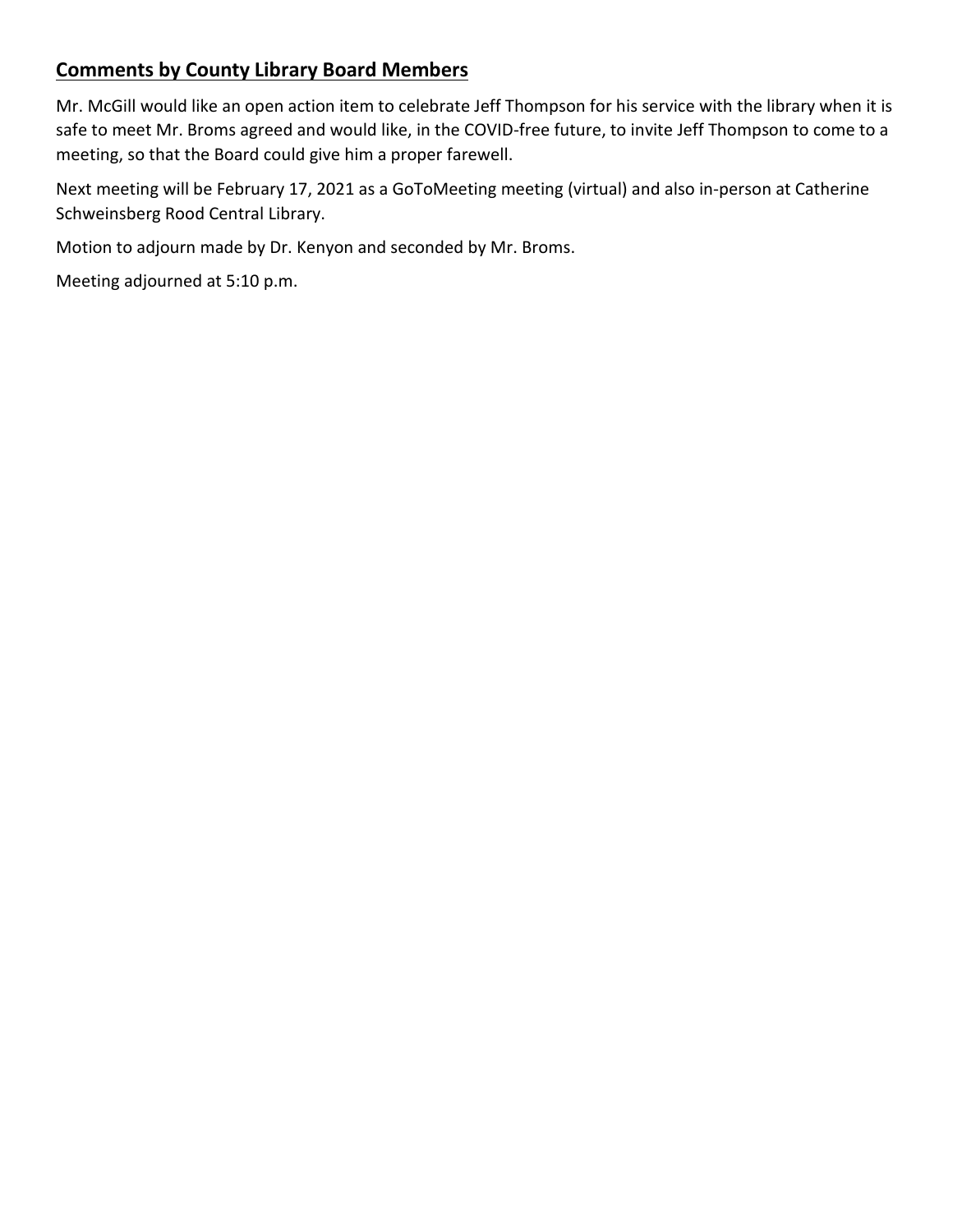## Comments by County Library Board Members

Mr. McGill would like an open action item to celebrate Jeff Thompson for his service with the library when it is safe to meet Mr. Broms agreed and would like, in the COVID-free future, to invite Jeff Thompson to come to a meeting, so that the Board could give him a proper farewell.

Next meeting will be February 17, 2021 as a GoToMeeting meeting (virtual) and also in-person at Catherine Schweinsberg Rood Central Library.

Motion to adjourn made by Dr. Kenyon and seconded by Mr. Broms.

Meeting adjourned at 5:10 p.m.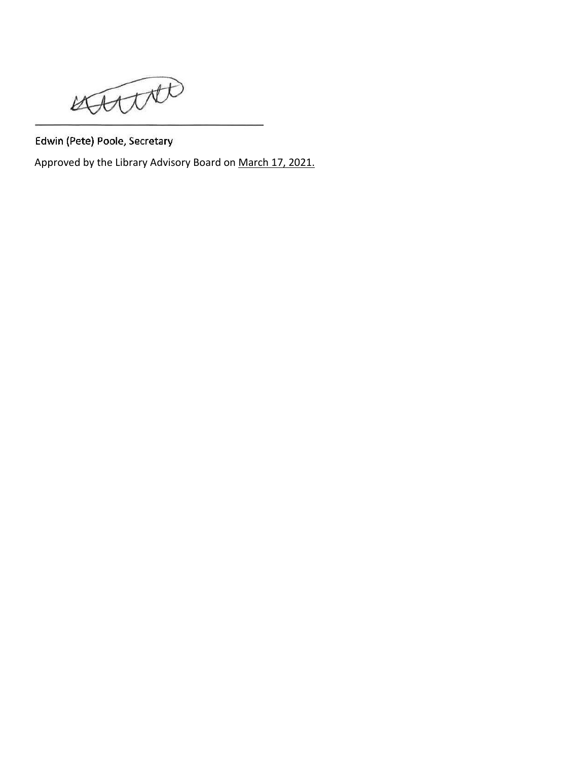\_\_\_\_\_\_\_\_\_\_\_\_\_\_\_\_\_\_\_\_\_\_\_\_\_\_\_\_\_\_\_\_\_\_\_\_\_\_\_\_

Edwin (Pete) Poole, Secretary

Approved by the Library Advisory Board on <u>March 17, 2021.</u>